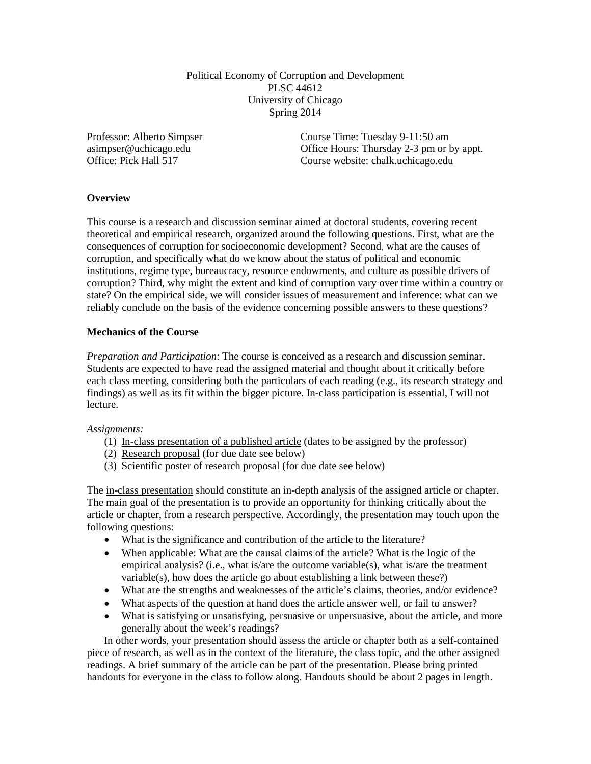# Political Economy of Corruption and Development

PLSC 44612
University of Chicago
Spring 2014

Professor: Alberto Simpser
asimpser@uchicago.edu
Office: Pick Hall 517

Course Time: Tuesday 9-11:50 am
Office Hours: Thursday 2-3 pm or by appt.
Course website: chalk.uchicago.edu

## Overview

This course is a research and discussion seminar aimed at doctoral students, covering recent theoretical and empirical research, organized around the following questions. First, what are the consequences of corruption for socioeconomic development? Second, what are the causes of corruption, and specifically what do we know about the status of political and economic institutions, regime type, bureaucracy, resource endowments, and culture as possible drivers of corruption? Third, why might the extent and kind of corruption vary over time within a country or state? On the empirical side, we will consider issues of measurement and inference: what can we reliably conclude on the basis of the evidence concerning possible answers to these questions?

## Mechanics of the Course

*Preparation and Participation*: The course is conceived as a research and discussion seminar. Students are expected to have read the assigned material and thought about it critically before each class meeting, considering both the particulars of each reading (e.g., its research strategy and findings) as well as its fit within the bigger picture. In-class participation is essential, I will not lecture.

*Assignments:*

1. In-class presentation of a published article (dates to be assigned by the professor)
2. Research proposal (for due date see below)
3. Scientific poster of research proposal (for due date see below)

The in-class presentation should constitute an in-depth analysis of the assigned article or chapter. The main goal of the presentation is to provide an opportunity for thinking critically about the article or chapter, from a research perspective. Accordingly, the presentation may touch upon the following questions:

- What is the significance and contribution of the article to the literature?
- When applicable: What are the causal claims of the article? What is the logic of the empirical analysis? (i.e., what is/are the outcome variable(s), what is/are the treatment variable(s), how does the article go about establishing a link between these?)
- What are the strengths and weaknesses of the article's claims, theories, and/or evidence?
- What aspects of the question at hand does the article answer well, or fail to answer?
- What is satisfying or unsatisfying, persuasive or unpersuasive, about the article, and more generally about the week's readings?

In other words, your presentation should assess the article or chapter both as a self-contained piece of research, as well as in the context of the literature, the class topic, and the other assigned readings. A brief summary of the article can be part of the presentation. Please bring printed handouts for everyone in the class to follow along. Handouts should be about 2 pages in length.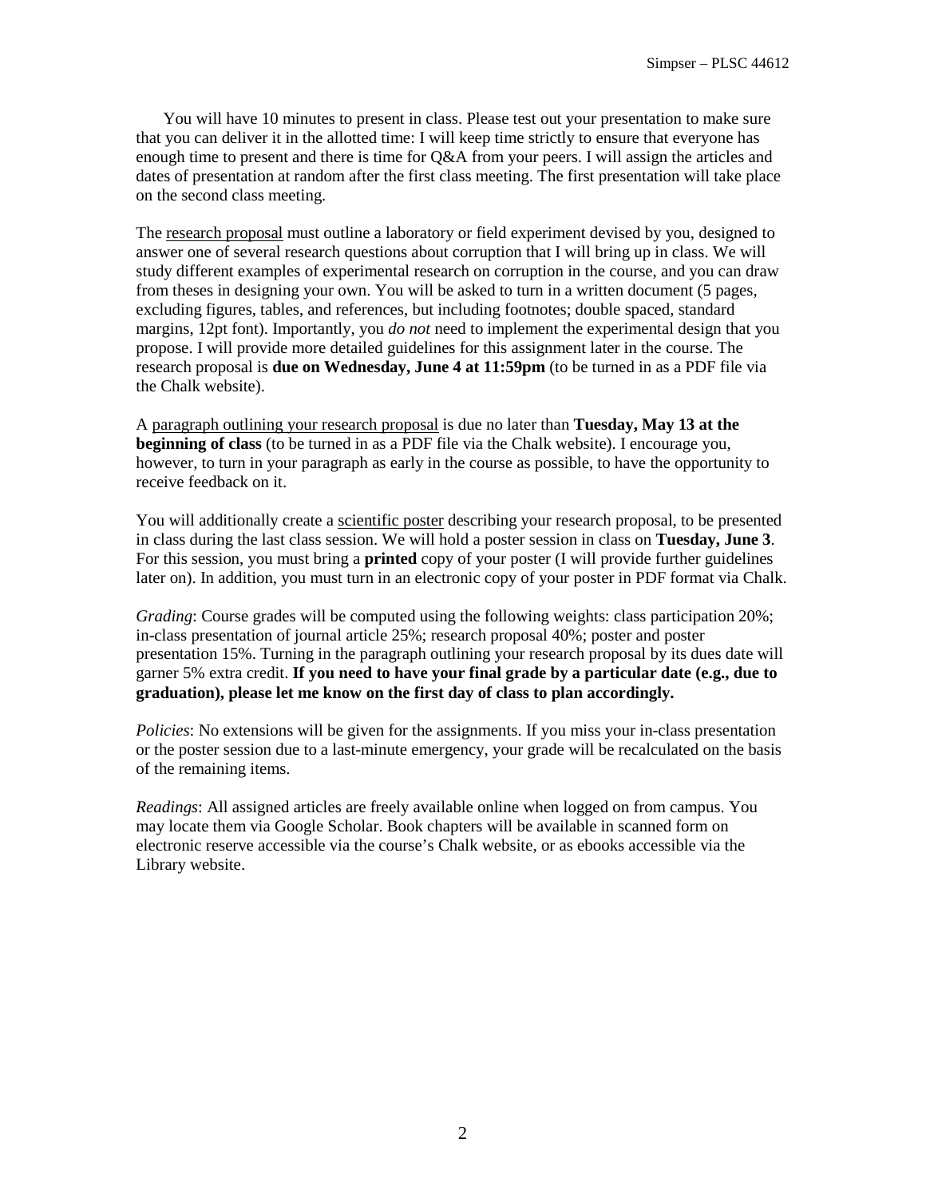You will have 10 minutes to present in class. Please test out your presentation to make sure that you can deliver it in the allotted time: I will keep time strictly to ensure that everyone has enough time to present and there is time for Q&A from your peers. I will assign the articles and dates of presentation at random after the first class meeting. The first presentation will take place on the second class meeting.

The research proposal must outline a laboratory or field experiment devised by you, designed to answer one of several research questions about corruption that I will bring up in class. We will study different examples of experimental research on corruption in the course, and you can draw from theses in designing your own. You will be asked to turn in a written document (5 pages, excluding figures, tables, and references, but including footnotes; double spaced, standard margins, 12pt font). Importantly, you *do not* need to implement the experimental design that you propose. I will provide more detailed guidelines for this assignment later in the course. The research proposal is **due on Wednesday, June 4 at 11:59pm** (to be turned in as a PDF file via the Chalk website).

A paragraph outlining your research proposal is due no later than **Tuesday, May 13 at the beginning of class** (to be turned in as a PDF file via the Chalk website). I encourage you, however, to turn in your paragraph as early in the course as possible, to have the opportunity to receive feedback on it.

You will additionally create a scientific poster describing your research proposal, to be presented in class during the last class session. We will hold a poster session in class on **Tuesday, June 3**. For this session, you must bring a **printed** copy of your poster (I will provide further guidelines later on). In addition, you must turn in an electronic copy of your poster in PDF format via Chalk.

*Grading*: Course grades will be computed using the following weights: class participation 20%; in-class presentation of journal article 25%; research proposal 40%; poster and poster presentation 15%. Turning in the paragraph outlining your research proposal by its dues date will garner 5% extra credit. **If you need to have your final grade by a particular date (e.g., due to graduation), please let me know on the first day of class to plan accordingly.**

*Policies*: No extensions will be given for the assignments. If you miss your in-class presentation or the poster session due to a last-minute emergency, your grade will be recalculated on the basis of the remaining items.

*Readings*: All assigned articles are freely available online when logged on from campus. You may locate them via Google Scholar. Book chapters will be available in scanned form on electronic reserve accessible via the course's Chalk website, or as ebooks accessible via the Library website.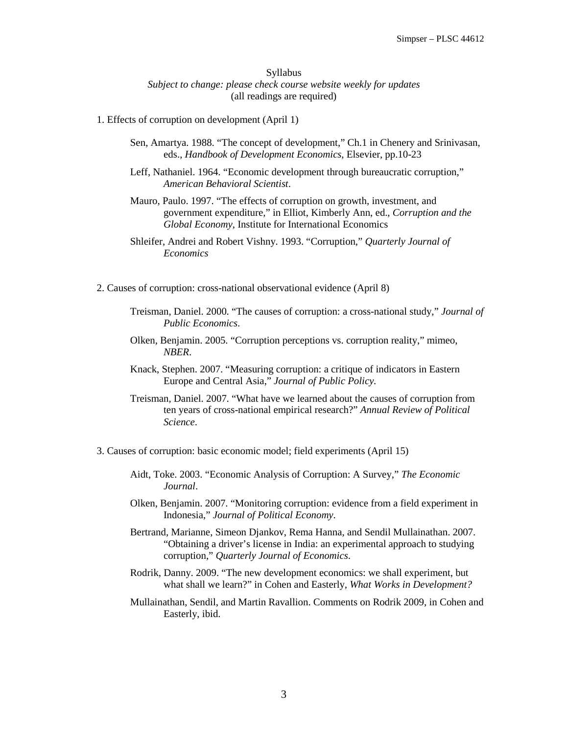Syllabus

*Subject to change: please check course website weekly for updates*

(all readings are required)

1. Effects of corruption on development (April 1)

   Sen, Amartya. 1988. "The concept of development," Ch.1 in Chenery and Srinivasan, eds., *Handbook of Development Economics*, Elsevier, pp.10-23

   Leff, Nathaniel. 1964. "Economic development through bureaucratic corruption," *American Behavioral Scientist*.

   Mauro, Paulo. 1997. "The effects of corruption on growth, investment, and government expenditure," in Elliot, Kimberly Ann, ed., *Corruption and the Global Economy*, Institute for International Economics

   Shleifer, Andrei and Robert Vishny. 1993. "Corruption," *Quarterly Journal of Economics*

2. Causes of corruption: cross-national observational evidence (April 8)

   Treisman, Daniel. 2000. "The causes of corruption: a cross-national study," *Journal of Public Economics*.

   Olken, Benjamin. 2005. "Corruption perceptions vs. corruption reality," mimeo, *NBER*.

   Knack, Stephen. 2007. "Measuring corruption: a critique of indicators in Eastern Europe and Central Asia," *Journal of Public Policy*.

   Treisman, Daniel. 2007. "What have we learned about the causes of corruption from ten years of cross-national empirical research?" *Annual Review of Political Science*.

3. Causes of corruption: basic economic model; field experiments (April 15)

   Aidt, Toke. 2003. "Economic Analysis of Corruption: A Survey," *The Economic Journal*.

   Olken, Benjamin. 2007. "Monitoring corruption: evidence from a field experiment in Indonesia," *Journal of Political Economy*.

   Bertrand, Marianne, Simeon Djankov, Rema Hanna, and Sendil Mullainathan. 2007. "Obtaining a driver's license in India: an experimental approach to studying corruption," *Quarterly Journal of Economics*.

   Rodrik, Danny. 2009. "The new development economics: we shall experiment, but what shall we learn?" in Cohen and Easterly, *What Works in Development?*

   Mullainathan, Sendil, and Martin Ravallion. Comments on Rodrik 2009, in Cohen and Easterly, ibid.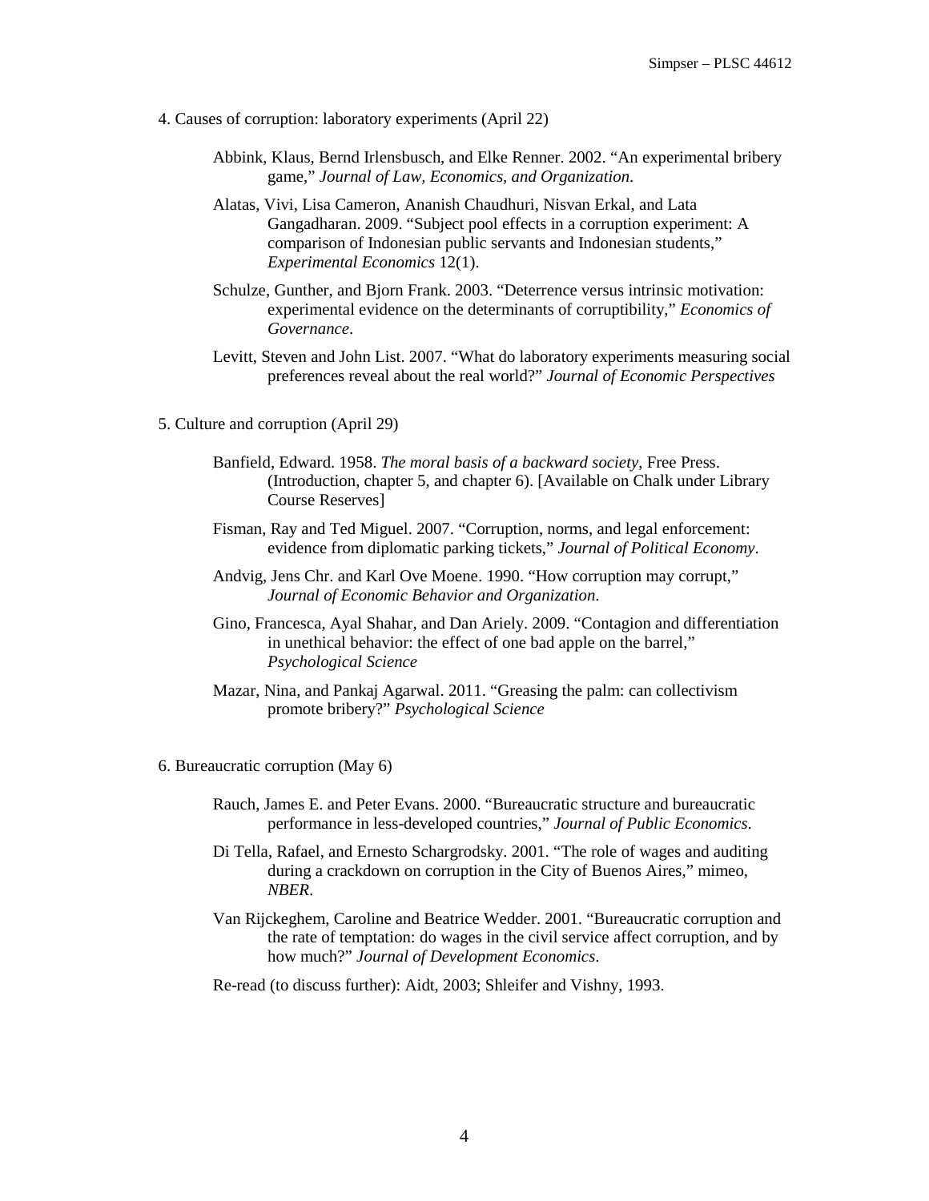4. Causes of corruption: laboratory experiments (April 22)

Abbink, Klaus, Bernd Irlensbusch, and Elke Renner. 2002. "An experimental bribery game," *Journal of Law, Economics, and Organization*.

Alatas, Vivi, Lisa Cameron, Ananish Chaudhuri, Nisvan Erkal, and Lata Gangadharan. 2009. "Subject pool effects in a corruption experiment: A comparison of Indonesian public servants and Indonesian students," *Experimental Economics* 12(1).

Schulze, Gunther, and Bjorn Frank. 2003. "Deterrence versus intrinsic motivation: experimental evidence on the determinants of corruptibility," *Economics of Governance*.

Levitt, Steven and John List. 2007. "What do laboratory experiments measuring social preferences reveal about the real world?" *Journal of Economic Perspectives*

5. Culture and corruption (April 29)

Banfield, Edward. 1958. *The moral basis of a backward society*, Free Press. (Introduction, chapter 5, and chapter 6). [Available on Chalk under Library Course Reserves]

Fisman, Ray and Ted Miguel. 2007. "Corruption, norms, and legal enforcement: evidence from diplomatic parking tickets," *Journal of Political Economy*.

Andvig, Jens Chr. and Karl Ove Moene. 1990. "How corruption may corrupt," *Journal of Economic Behavior and Organization*.

Gino, Francesca, Ayal Shahar, and Dan Ariely. 2009. "Contagion and differentiation in unethical behavior: the effect of one bad apple on the barrel," *Psychological Science*

Mazar, Nina, and Pankaj Agarwal. 2011. "Greasing the palm: can collectivism promote bribery?" *Psychological Science*

6. Bureaucratic corruption (May 6)

Rauch, James E. and Peter Evans. 2000. "Bureaucratic structure and bureaucratic performance in less-developed countries," *Journal of Public Economics*.

Di Tella, Rafael, and Ernesto Schargrodsky. 2001. "The role of wages and auditing during a crackdown on corruption in the City of Buenos Aires," mimeo, *NBER*.

Van Rijckeghem, Caroline and Beatrice Wedder. 2001. "Bureaucratic corruption and the rate of temptation: do wages in the civil service affect corruption, and by how much?" *Journal of Development Economics*.

Re-read (to discuss further): Aidt, 2003; Shleifer and Vishny, 1993.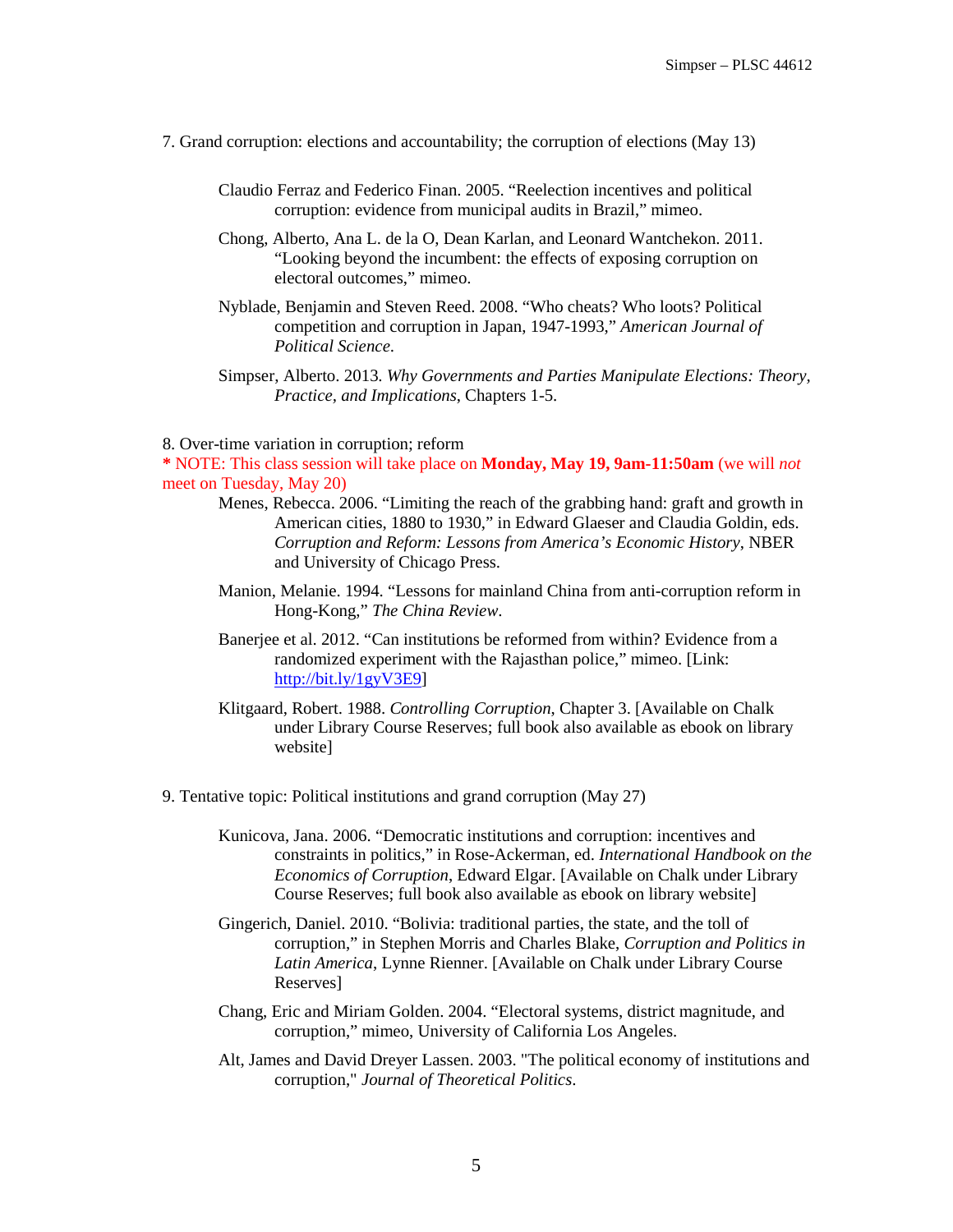7. Grand corruption: elections and accountability; the corruption of elections (May 13)

- Claudio Ferraz and Federico Finan. 2005. "Reelection incentives and political corruption: evidence from municipal audits in Brazil," mimeo.
- Chong, Alberto, Ana L. de la O, Dean Karlan, and Leonard Wantchekon. 2011. "Looking beyond the incumbent: the effects of exposing corruption on electoral outcomes," mimeo.
- Nyblade, Benjamin and Steven Reed. 2008. "Who cheats? Who loots? Political competition and corruption in Japan, 1947-1993," *American Journal of Political Science.*
- Simpser, Alberto. 2013. *Why Governments and Parties Manipulate Elections: Theory, Practice, and Implications*, Chapters 1-5.

8. Over-time variation in corruption; reform

**\*** NOTE: This class session will take place on **Monday, May 19, 9am-11:50am** (we will *not* meet on Tuesday, May 20)

- Menes, Rebecca. 2006. "Limiting the reach of the grabbing hand: graft and growth in American cities, 1880 to 1930," in Edward Glaeser and Claudia Goldin, eds. *Corruption and Reform: Lessons from America's Economic History*, NBER and University of Chicago Press.
- Manion, Melanie. 1994. "Lessons for mainland China from anti-corruption reform in Hong-Kong," *The China Review*.
- Banerjee et al. 2012. "Can institutions be reformed from within? Evidence from a randomized experiment with the Rajasthan police," mimeo. [Link: http://bit.ly/1gyV3E9]
- Klitgaard, Robert. 1988. *Controlling Corruption*, Chapter 3. [Available on Chalk under Library Course Reserves; full book also available as ebook on library website]

9. Tentative topic: Political institutions and grand corruption (May 27)

- Kunicova, Jana. 2006. "Democratic institutions and corruption: incentives and constraints in politics," in Rose-Ackerman, ed. *International Handbook on the Economics of Corruption*, Edward Elgar. [Available on Chalk under Library Course Reserves; full book also available as ebook on library website]
- Gingerich, Daniel. 2010. "Bolivia: traditional parties, the state, and the toll of corruption," in Stephen Morris and Charles Blake, *Corruption and Politics in Latin America*, Lynne Rienner. [Available on Chalk under Library Course Reserves]
- Chang, Eric and Miriam Golden. 2004. "Electoral systems, district magnitude, and corruption," mimeo, University of California Los Angeles.
- Alt, James and David Dreyer Lassen. 2003. "The political economy of institutions and corruption," *Journal of Theoretical Politics*.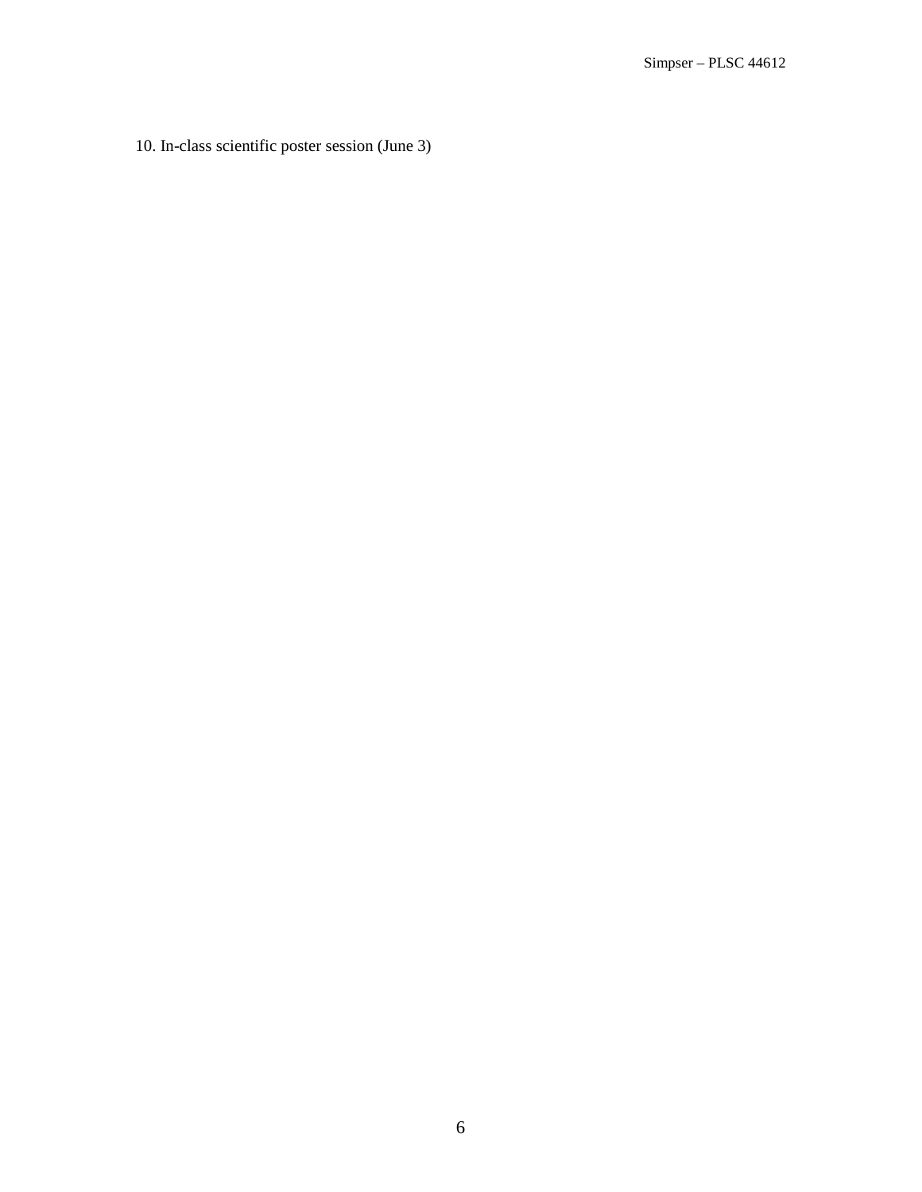10. In-class scientific poster session (June 3)